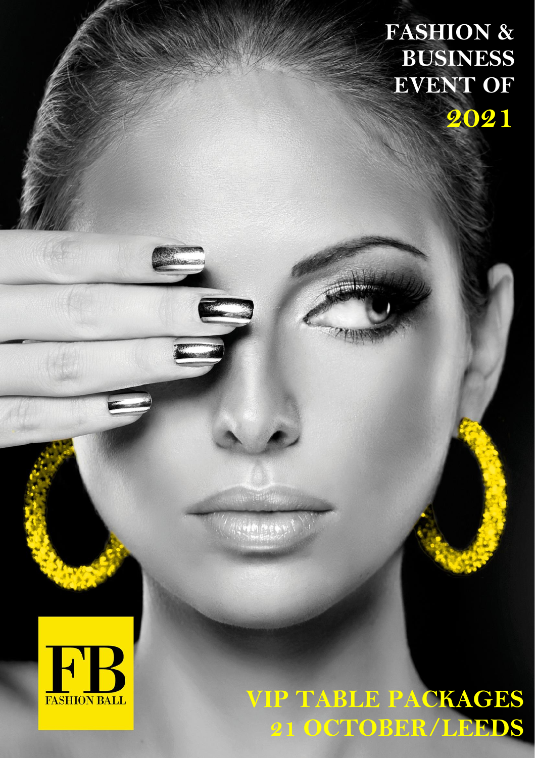# FASHION & BUSINESS EVENT OF 2021

FB
FASHION BALL

## VIP TABLE PACKAGES
## 21 OCTOBER/LEEDS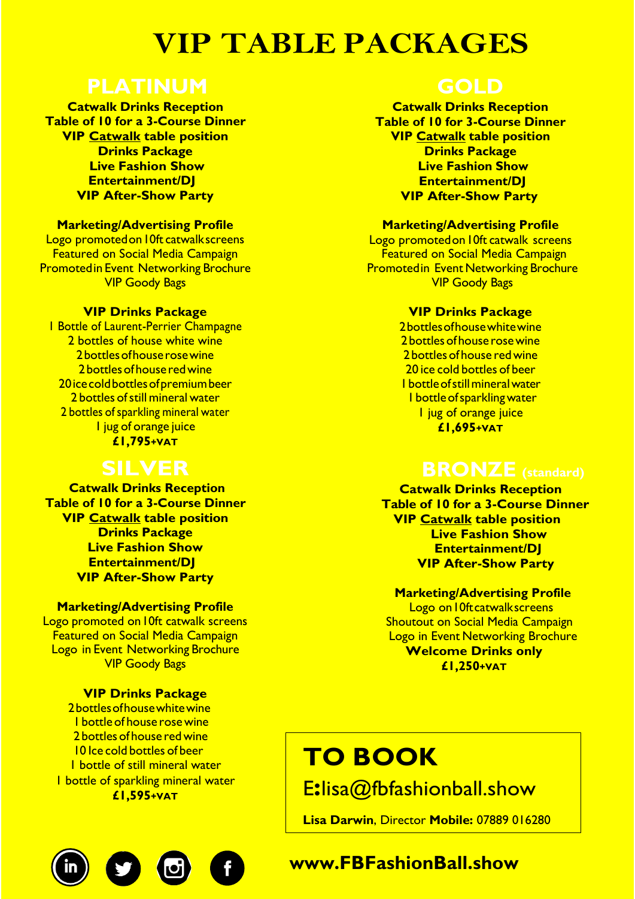# VIP TABLE PACKAGES

## PLATINUM

**Catwalk Drinks Reception**
**Table of 10 for a 3-Course Dinner**
**VIP Catwalk table position**
**Drinks Package**
**Live Fashion Show**
**Entertainment/DJ**
**VIP After-Show Party**

**Marketing/Advertising Profile**
Logo promoted on 10ft catwalk screens
Featured on Social Media Campaign
Promoted in Event Networking Brochure
VIP Goody Bags

**VIP Drinks Package**
1 Bottle of Laurent-Perrier Champagne
2 bottles of house white wine
2 bottles of house rose wine
2 bottles of house red wine
20 ice cold bottles of premium beer
2 bottles of still mineral water
2 bottles of sparkling mineral water
1 jug of orange juice
**£1,795+VAT**

## GOLD

**Catwalk Drinks Reception**
**Table of 10 for 3-Course Dinner**
**VIP Catwalk table position**
**Drinks Package**
**Live Fashion Show**
**Entertainment/DJ**
**VIP After-Show Party**

**Marketing/Advertising Profile**
Logo promoted on 10ft catwalk screens
Featured on Social Media Campaign
Promoted in Event Networking Brochure
VIP Goody Bags

**VIP Drinks Package**
2 bottles of house white wine
2 bottles of house rose wine
2 bottles of house red wine
20 ice cold bottles of beer
1 bottle of still mineral water
1 bottle of sparkling water
1 jug of orange juice
**£1,695+VAT**

## SILVER

**Catwalk Drinks Reception**
**Table of 10 for a 3-Course Dinner**
**VIP Catwalk table position**
**Drinks Package**
**Live Fashion Show**
**Entertainment/DJ**
**VIP After-Show Party**

**Marketing/Advertising Profile**
Logo promoted on 10ft catwalk screens
Featured on Social Media Campaign
Logo in Event Networking Brochure
VIP Goody Bags

**VIP Drinks Package**
2 bottles of house white wine
1 bottle of house rose wine
2 bottles of house red wine
10 Ice cold bottles of beer
1 bottle of still mineral water
1 bottle of sparkling mineral water
**£1,595+VAT**

## BRONZE (standard)

**Catwalk Drinks Reception**
**Table of 10 for a 3-Course Dinner**
**VIP Catwalk table position**
**Live Fashion Show**
**Entertainment/DJ**
**VIP After-Show Party**

**Marketing/Advertising Profile**
Logo on 10ft catwalk screens
Shoutout on Social Media Campaign
Logo in Event Networking Brochure
**Welcome Drinks only**
**£1,250+VAT**

## TO BOOK

**E:** lisa@fbfashionball.show

**Lisa Darwin**, Director **Mobile:** 07889 016280

**www.FBFashionBall.show**